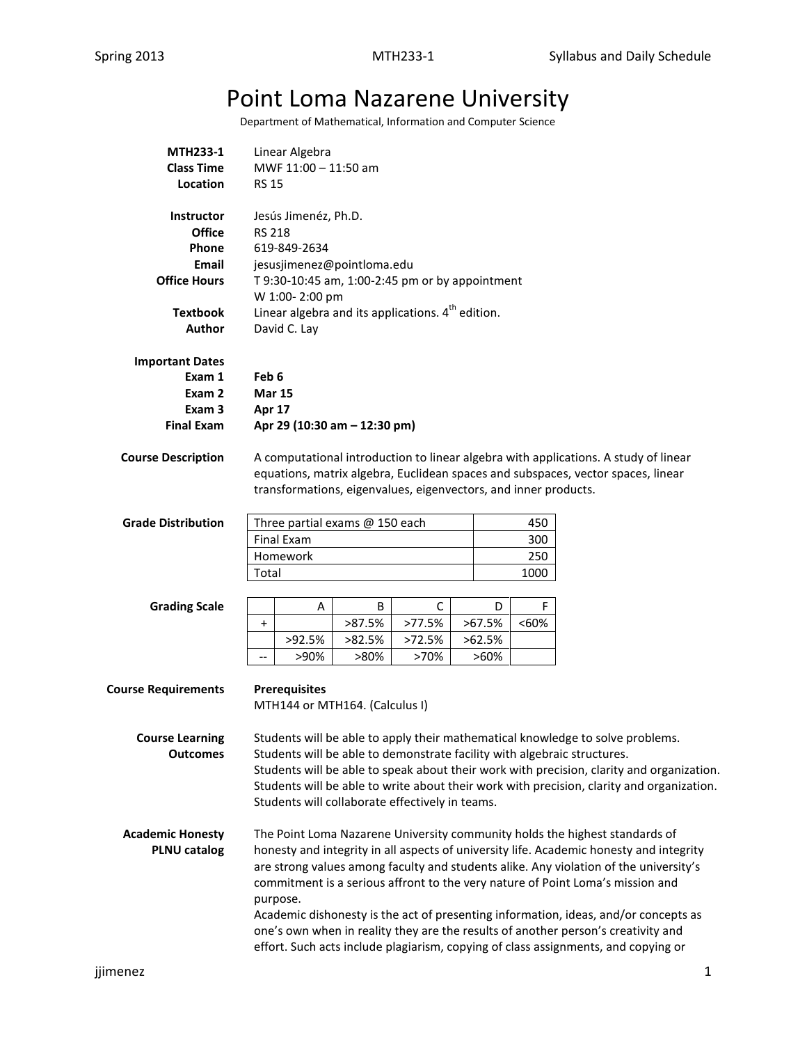# Point Loma Nazarene University

Department of Mathematical, Information and Computer Science

**MTH233-1** Linear Algebra
**Class Time** MWF 11:00 – 11:50 am
**Location** RS 15

**Instructor** Jesús Jimenéz, Ph.D.
**Office** RS 218
**Phone** 619-849-2634
**Email** jesusjimenez@pointloma.edu
**Office Hours** T 9:30-10:45 am, 1:00-2:45 pm or by appointment
W 1:00- 2:00 pm
**Textbook** Linear algebra and its applications. 4th edition.
**Author** David C. Lay

**Important Dates**
**Exam 1** **Feb 6**
**Exam 2** **Mar 15**
**Exam 3** **Apr 17**
**Final Exam** **Apr 29 (10:30 am – 12:30 pm)**

**Course Description** A computational introduction to linear algebra with applications. A study of linear equations, matrix algebra, Euclidean spaces and subspaces, vector spaces, linear transformations, eigenvalues, eigenvectors, and inner products.

**Grade Distribution**

| Item | Points |
|---|---|
| Three partial exams @ 150 each | 450 |
| Final Exam | 300 |
| Homework | 250 |
| Total | 1000 |

**Grading Scale**

| | A | B | C | D | F |
|---|---|---|---|---|---|
| + | | >87.5% | >77.5% | >67.5% | <60% |
| | >92.5% | >82.5% | >72.5% | >62.5% | |
| -- | >90% | >80% | >70% | >60% | |

**Course Requirements**

**Prerequisites**
MTH144 or MTH164. (Calculus I)

**Course Learning Outcomes**
Students will be able to apply their mathematical knowledge to solve problems.
Students will be able to demonstrate facility with algebraic structures.
Students will be able to speak about their work with precision, clarity and organization.
Students will be able to write about their work with precision, clarity and organization.
Students will collaborate effectively in teams.

**Academic Honesty PLNU catalog**
The Point Loma Nazarene University community holds the highest standards of honesty and integrity in all aspects of university life. Academic honesty and integrity are strong values among faculty and students alike. Any violation of the university's commitment is a serious affront to the very nature of Point Loma's mission and purpose.
Academic dishonesty is the act of presenting information, ideas, and/or concepts as one's own when in reality they are the results of another person's creativity and effort. Such acts include plagiarism, copying of class assignments, and copying or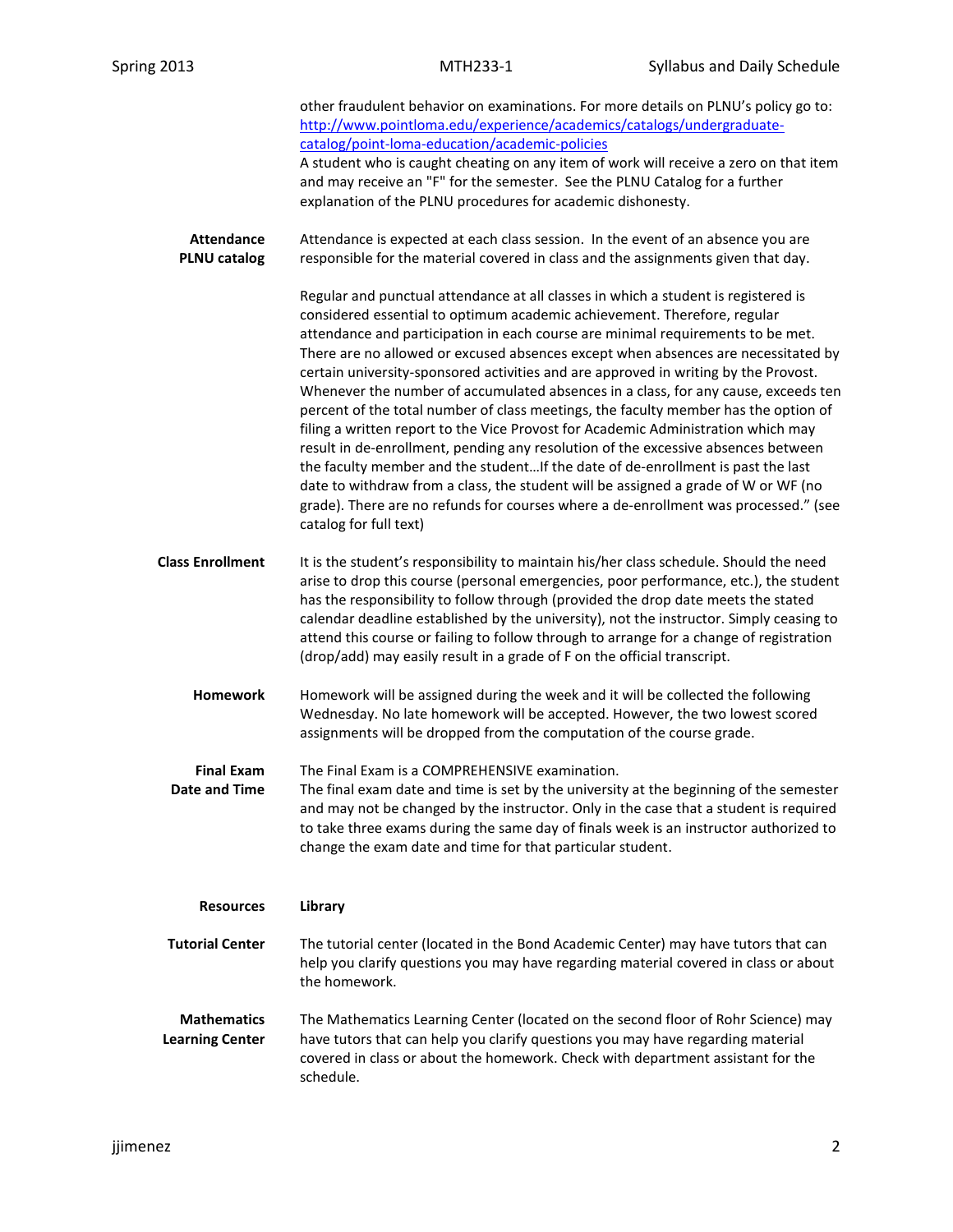other fraudulent behavior on examinations. For more details on PLNU's policy go to: [http://www.pointloma.edu/experience/academics/catalogs/undergraduate-catalog/point-loma-education/academic-policies](http://www.pointloma.edu/experience/academics/catalogs/undergraduate-catalog/point-loma-education/academic-policies)
A student who is caught cheating on any item of work will receive a zero on that item and may receive an "F" for the semester. See the PLNU Catalog for a further explanation of the PLNU procedures for academic dishonesty.

**Attendance**
**PLNU catalog**

Attendance is expected at each class session. In the event of an absence you are responsible for the material covered in class and the assignments given that day.

Regular and punctual attendance at all classes in which a student is registered is considered essential to optimum academic achievement. Therefore, regular attendance and participation in each course are minimal requirements to be met. There are no allowed or excused absences except when absences are necessitated by certain university-sponsored activities and are approved in writing by the Provost. Whenever the number of accumulated absences in a class, for any cause, exceeds ten percent of the total number of class meetings, the faculty member has the option of filing a written report to the Vice Provost for Academic Administration which may result in de-enrollment, pending any resolution of the excessive absences between the faculty member and the student…If the date of de-enrollment is past the last date to withdraw from a class, the student will be assigned a grade of W or WF (no grade). There are no refunds for courses where a de-enrollment was processed." (see catalog for full text)

**Class Enrollment**

It is the student's responsibility to maintain his/her class schedule. Should the need arise to drop this course (personal emergencies, poor performance, etc.), the student has the responsibility to follow through (provided the drop date meets the stated calendar deadline established by the university), not the instructor. Simply ceasing to attend this course or failing to follow through to arrange for a change of registration (drop/add) may easily result in a grade of F on the official transcript.

**Homework**

Homework will be assigned during the week and it will be collected the following Wednesday. No late homework will be accepted. However, the two lowest scored assignments will be dropped from the computation of the course grade.

**Final Exam**
**Date and Time**

The Final Exam is a COMPREHENSIVE examination.
The final exam date and time is set by the university at the beginning of the semester and may not be changed by the instructor. Only in the case that a student is required to take three exams during the same day of finals week is an instructor authorized to change the exam date and time for that particular student.

**Resources** **Library**

**Tutorial Center**

The tutorial center (located in the Bond Academic Center) may have tutors that can help you clarify questions you may have regarding material covered in class or about the homework.

**Mathematics**
**Learning Center**

The Mathematics Learning Center (located on the second floor of Rohr Science) may have tutors that can help you clarify questions you may have regarding material covered in class or about the homework. Check with department assistant for the schedule.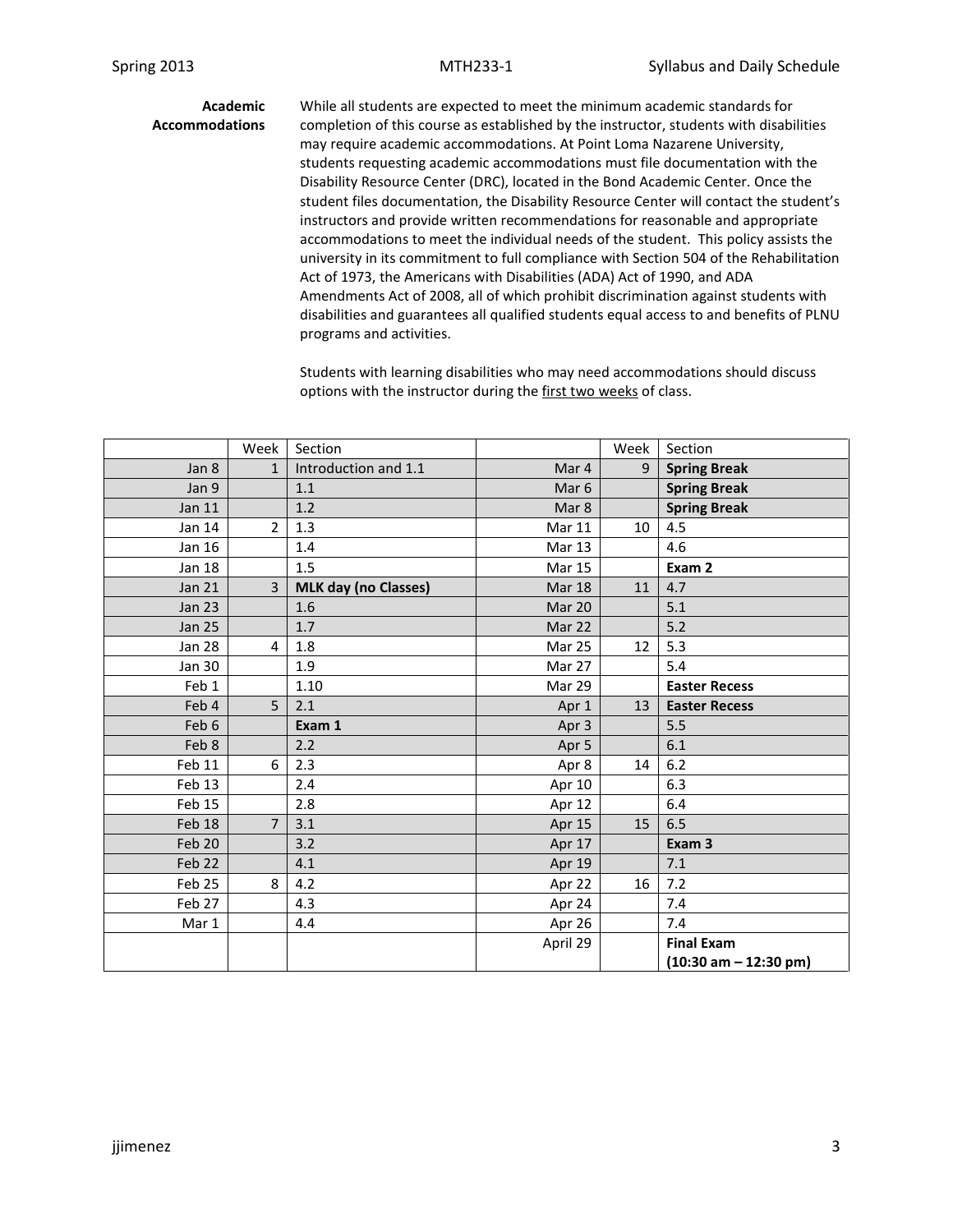**Academic Accommodations**

While all students are expected to meet the minimum academic standards for completion of this course as established by the instructor, students with disabilities may require academic accommodations. At Point Loma Nazarene University, students requesting academic accommodations must file documentation with the Disability Resource Center (DRC), located in the Bond Academic Center. Once the student files documentation, the Disability Resource Center will contact the student's instructors and provide written recommendations for reasonable and appropriate accommodations to meet the individual needs of the student. This policy assists the university in its commitment to full compliance with Section 504 of the Rehabilitation Act of 1973, the Americans with Disabilities (ADA) Act of 1990, and ADA Amendments Act of 2008, all of which prohibit discrimination against students with disabilities and guarantees all qualified students equal access to and benefits of PLNU programs and activities.

Students with learning disabilities who may need accommodations should discuss options with the instructor during the <u>first two weeks</u> of class.

| | Week | Section | | Week | Section |
|---|---|---|---|---|---|
| Jan 8 | 1 | Introduction and 1.1 | Mar 4 | 9 | **Spring Break** |
| Jan 9 | | 1.1 | Mar 6 | | **Spring Break** |
| Jan 11 | | 1.2 | Mar 8 | | **Spring Break** |
| Jan 14 | 2 | 1.3 | Mar 11 | 10 | 4.5 |
| Jan 16 | | 1.4 | Mar 13 | | 4.6 |
| Jan 18 | | 1.5 | Mar 15 | | **Exam 2** |
| Jan 21 | 3 | **MLK day (no Classes)** | Mar 18 | 11 | 4.7 |
| Jan 23 | | 1.6 | Mar 20 | | 5.1 |
| Jan 25 | | 1.7 | Mar 22 | | 5.2 |
| Jan 28 | 4 | 1.8 | Mar 25 | 12 | 5.3 |
| Jan 30 | | 1.9 | Mar 27 | | 5.4 |
| Feb 1 | | 1.10 | Mar 29 | | **Easter Recess** |
| Feb 4 | 5 | 2.1 | Apr 1 | 13 | **Easter Recess** |
| Feb 6 | | **Exam 1** | Apr 3 | | 5.5 |
| Feb 8 | | 2.2 | Apr 5 | | 6.1 |
| Feb 11 | 6 | 2.3 | Apr 8 | 14 | 6.2 |
| Feb 13 | | 2.4 | Apr 10 | | 6.3 |
| Feb 15 | | 2.8 | Apr 12 | | 6.4 |
| Feb 18 | 7 | 3.1 | Apr 15 | 15 | 6.5 |
| Feb 20 | | 3.2 | Apr 17 | | **Exam 3** |
| Feb 22 | | 4.1 | Apr 19 | | 7.1 |
| Feb 25 | 8 | 4.2 | Apr 22 | 16 | 7.2 |
| Feb 27 | | 4.3 | Apr 24 | | 7.4 |
| Mar 1 | | 4.4 | Apr 26 | | 7.4 |
| | | | April 29 | | **Final Exam (10:30 am – 12:30 pm)** |